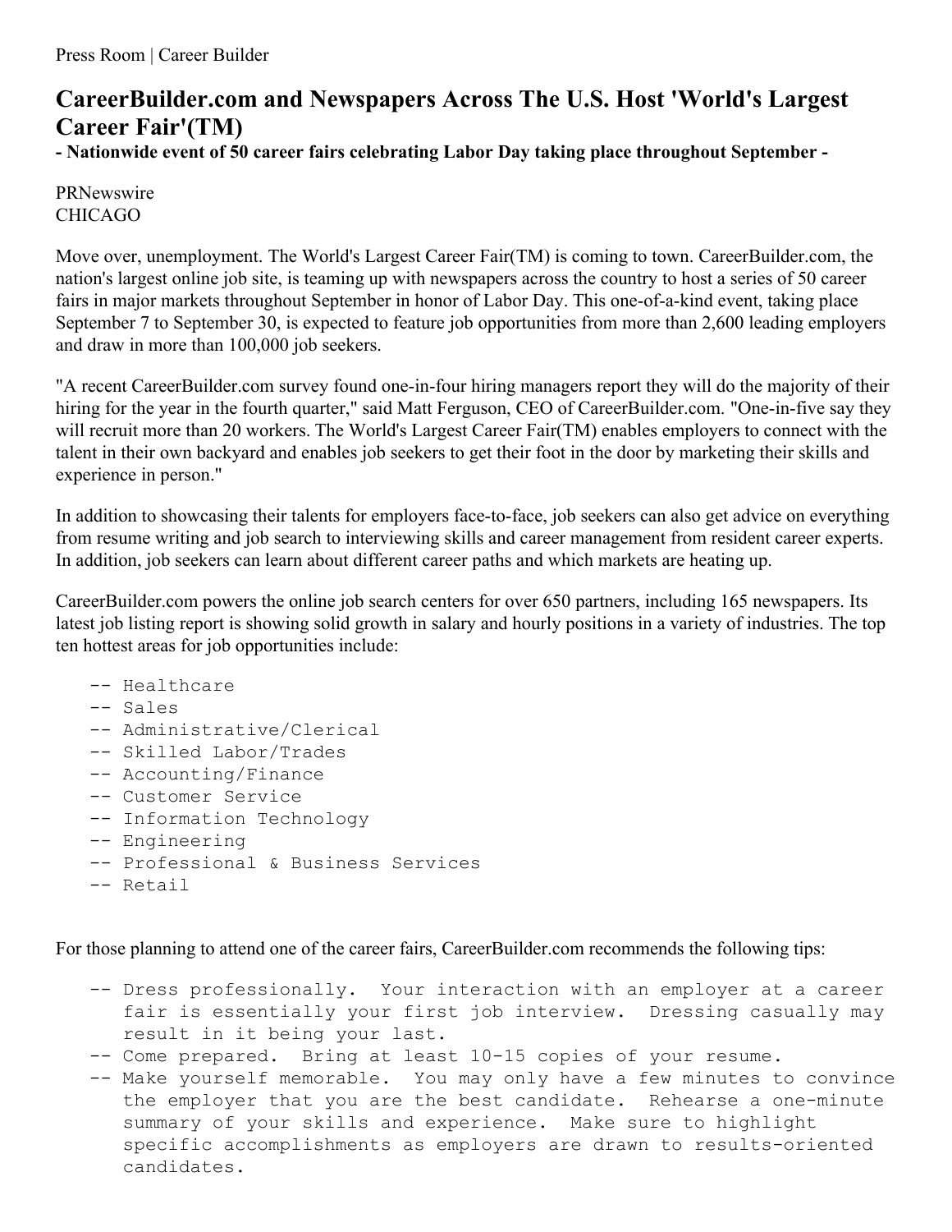Press Room | Career Builder

# CareerBuilder.com and Newspapers Across The U.S. Host 'World's Largest Career Fair'(TM)

**- Nationwide event of 50 career fairs celebrating Labor Day taking place throughout September -**

PRNewswire
CHICAGO

Move over, unemployment. The World's Largest Career Fair(TM) is coming to town. CareerBuilder.com, the nation's largest online job site, is teaming up with newspapers across the country to host a series of 50 career fairs in major markets throughout September in honor of Labor Day. This one-of-a-kind event, taking place September 7 to September 30, is expected to feature job opportunities from more than 2,600 leading employers and draw in more than 100,000 job seekers.

"A recent CareerBuilder.com survey found one-in-four hiring managers report they will do the majority of their hiring for the year in the fourth quarter," said Matt Ferguson, CEO of CareerBuilder.com. "One-in-five say they will recruit more than 20 workers. The World's Largest Career Fair(TM) enables employers to connect with the talent in their own backyard and enables job seekers to get their foot in the door by marketing their skills and experience in person."

In addition to showcasing their talents for employers face-to-face, job seekers can also get advice on everything from resume writing and job search to interviewing skills and career management from resident career experts. In addition, job seekers can learn about different career paths and which markets are heating up.

CareerBuilder.com powers the online job search centers for over 650 partners, including 165 newspapers. Its latest job listing report is showing solid growth in salary and hourly positions in a variety of industries. The top ten hottest areas for job opportunities include:

- Healthcare
- Sales
- Administrative/Clerical
- Skilled Labor/Trades
- Accounting/Finance
- Customer Service
- Information Technology
- Engineering
- Professional & Business Services
- Retail

For those planning to attend one of the career fairs, CareerBuilder.com recommends the following tips:

- Dress professionally. Your interaction with an employer at a career fair is essentially your first job interview. Dressing casually may result in it being your last.
- Come prepared. Bring at least 10-15 copies of your resume.
- Make yourself memorable. You may only have a few minutes to convince the employer that you are the best candidate. Rehearse a one-minute summary of your skills and experience. Make sure to highlight specific accomplishments as employers are drawn to results-oriented candidates.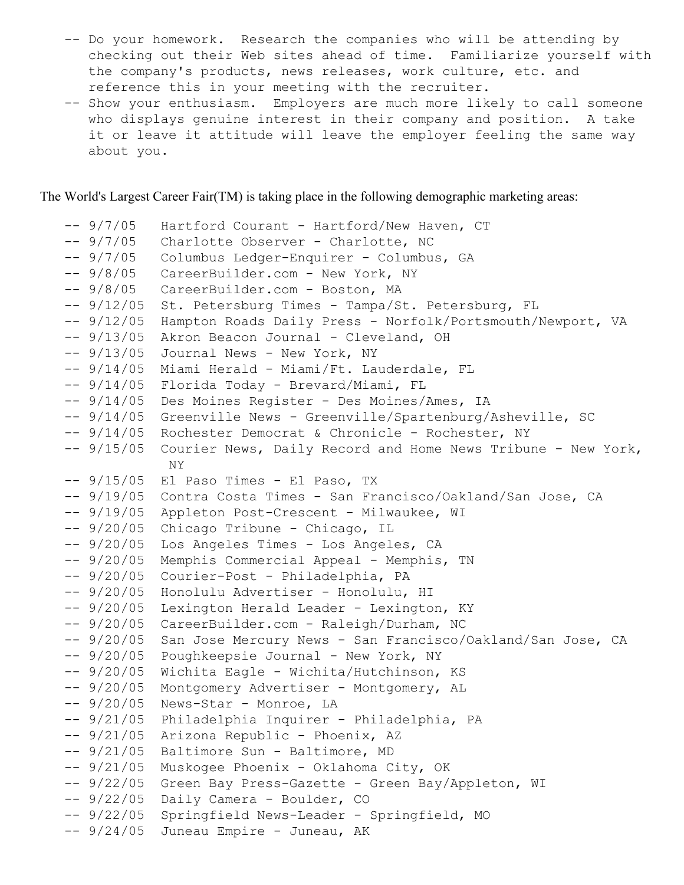- Do your homework. Research the companies who will be attending by checking out their Web sites ahead of time. Familiarize yourself with the company's products, news releases, work culture, etc. and reference this in your meeting with the recruiter.
- Show your enthusiasm. Employers are much more likely to call someone who displays genuine interest in their company and position. A take it or leave it attitude will leave the employer feeling the same way about you.

The World's Largest Career Fair(TM) is taking place in the following demographic marketing areas:

- 9/7/05 Hartford Courant - Hartford/New Haven, CT
- 9/7/05 Charlotte Observer - Charlotte, NC
- 9/7/05 Columbus Ledger-Enquirer - Columbus, GA
- 9/8/05 CareerBuilder.com - New York, NY
- 9/8/05 CareerBuilder.com - Boston, MA
- 9/12/05 St. Petersburg Times - Tampa/St. Petersburg, FL
- 9/12/05 Hampton Roads Daily Press - Norfolk/Portsmouth/Newport, VA
- 9/13/05 Akron Beacon Journal - Cleveland, OH
- 9/13/05 Journal News - New York, NY
- 9/14/05 Miami Herald - Miami/Ft. Lauderdale, FL
- 9/14/05 Florida Today - Brevard/Miami, FL
- 9/14/05 Des Moines Register - Des Moines/Ames, IA
- 9/14/05 Greenville News - Greenville/Spartenburg/Asheville, SC
- 9/14/05 Rochester Democrat & Chronicle - Rochester, NY
- 9/15/05 Courier News, Daily Record and Home News Tribune - New York, NY
- 9/15/05 El Paso Times - El Paso, TX
- 9/19/05 Contra Costa Times - San Francisco/Oakland/San Jose, CA
- 9/19/05 Appleton Post-Crescent - Milwaukee, WI
- 9/20/05 Chicago Tribune - Chicago, IL
- 9/20/05 Los Angeles Times - Los Angeles, CA
- 9/20/05 Memphis Commercial Appeal - Memphis, TN
- 9/20/05 Courier-Post - Philadelphia, PA
- 9/20/05 Honolulu Advertiser - Honolulu, HI
- 9/20/05 Lexington Herald Leader - Lexington, KY
- 9/20/05 CareerBuilder.com - Raleigh/Durham, NC
- 9/20/05 San Jose Mercury News - San Francisco/Oakland/San Jose, CA
- 9/20/05 Poughkeepsie Journal - New York, NY
- 9/20/05 Wichita Eagle - Wichita/Hutchinson, KS
- 9/20/05 Montgomery Advertiser - Montgomery, AL
- 9/20/05 News-Star - Monroe, LA
- 9/21/05 Philadelphia Inquirer - Philadelphia, PA
- 9/21/05 Arizona Republic - Phoenix, AZ
- 9/21/05 Baltimore Sun - Baltimore, MD
- 9/21/05 Muskogee Phoenix - Oklahoma City, OK
- 9/22/05 Green Bay Press-Gazette - Green Bay/Appleton, WI
- 9/22/05 Daily Camera - Boulder, CO
- 9/22/05 Springfield News-Leader - Springfield, MO
- 9/24/05 Juneau Empire - Juneau, AK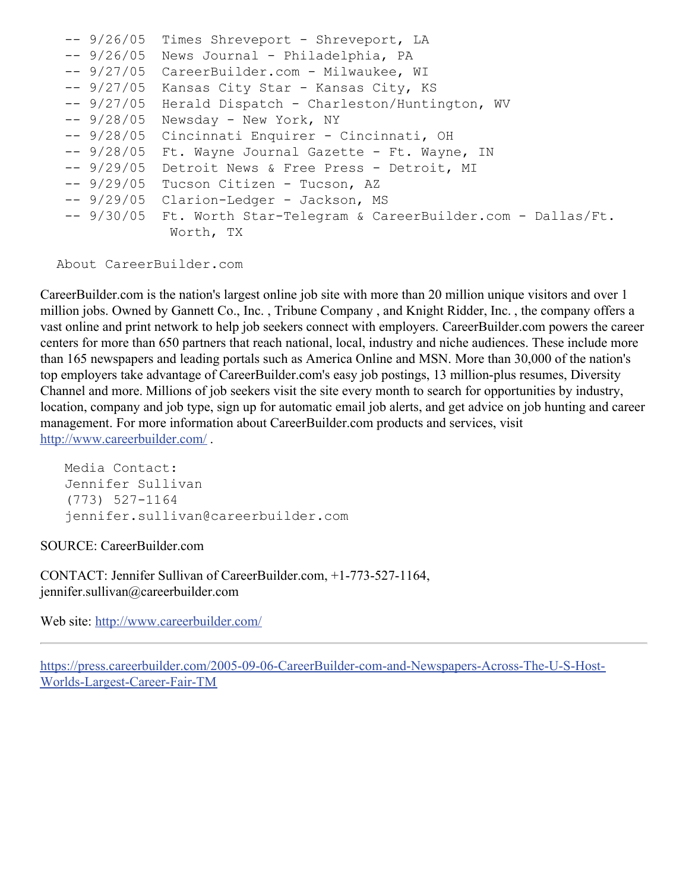-- 9/26/05 Times Shreveport - Shreveport, LA
-- 9/26/05 News Journal - Philadelphia, PA
-- 9/27/05 CareerBuilder.com - Milwaukee, WI
-- 9/27/05 Kansas City Star - Kansas City, KS
-- 9/27/05 Herald Dispatch - Charleston/Huntington, WV
-- 9/28/05 Newsday - New York, NY
-- 9/28/05 Cincinnati Enquirer - Cincinnati, OH
-- 9/28/05 Ft. Wayne Journal Gazette - Ft. Wayne, IN
-- 9/29/05 Detroit News & Free Press - Detroit, MI
-- 9/29/05 Tucson Citizen - Tucson, AZ
-- 9/29/05 Clarion-Ledger - Jackson, MS
-- 9/30/05 Ft. Worth Star-Telegram & CareerBuilder.com - Dallas/Ft. Worth, TX

About CareerBuilder.com

CareerBuilder.com is the nation's largest online job site with more than 20 million unique visitors and over 1 million jobs. Owned by Gannett Co., Inc. , Tribune Company , and Knight Ridder, Inc. , the company offers a vast online and print network to help job seekers connect with employers. CareerBuilder.com powers the career centers for more than 650 partners that reach national, local, industry and niche audiences. These include more than 165 newspapers and leading portals such as America Online and MSN. More than 30,000 of the nation's top employers take advantage of CareerBuilder.com's easy job postings, 13 million-plus resumes, Diversity Channel and more. Millions of job seekers visit the site every month to search for opportunities by industry, location, company and job type, sign up for automatic email job alerts, and get advice on job hunting and career management. For more information about CareerBuilder.com products and services, visit http://www.careerbuilder.com/ .

Media Contact:
Jennifer Sullivan
(773) 527-1164
jennifer.sullivan@careerbuilder.com

SOURCE: CareerBuilder.com

CONTACT: Jennifer Sullivan of CareerBuilder.com, +1-773-527-1164, jennifer.sullivan@careerbuilder.com

Web site: http://www.careerbuilder.com/

---

https://press.careerbuilder.com/2005-09-06-CareerBuilder-com-and-Newspapers-Across-The-U-S-Host-Worlds-Largest-Career-Fair-TM